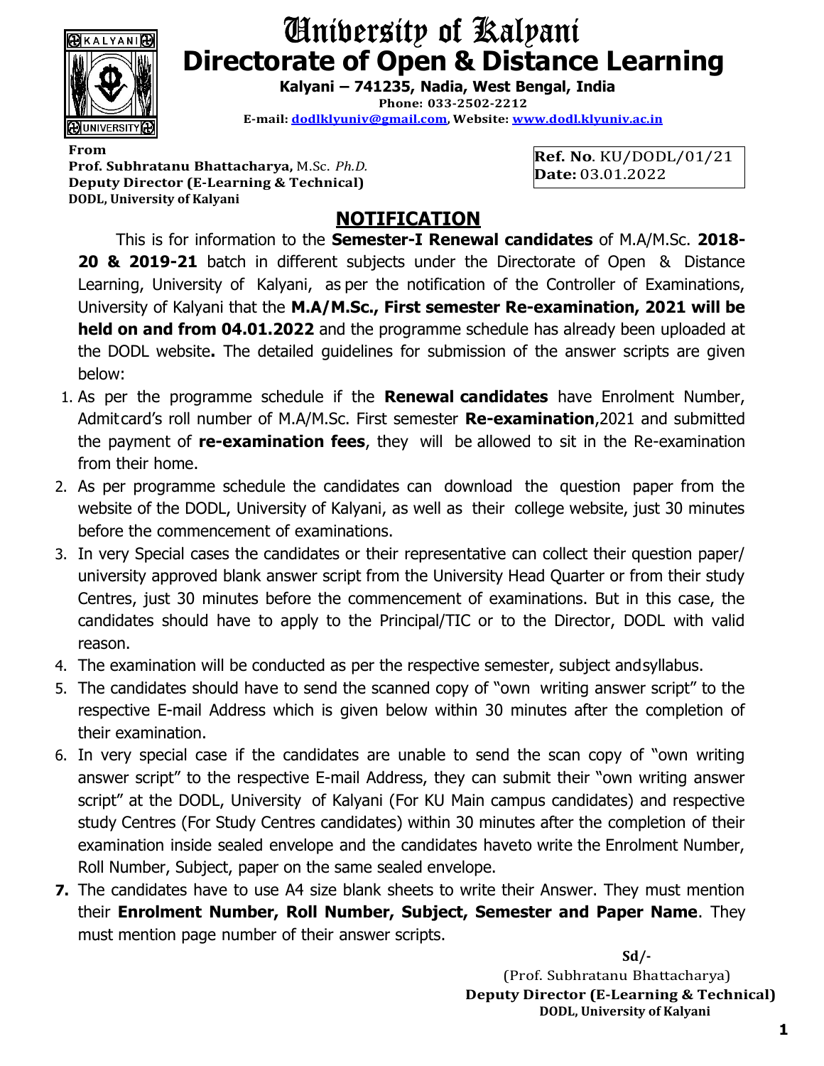# University of Kalyani

## Directorate of Open & Distance Learning

**Kalyani – 741235, Nadia, West Bengal, India**

**Phone: 033-2502-2212**

**E-mail: dodlklyuniv@gmail.com, Website: www.dodl.klyuniv.ac.in**

**From**
**Prof. Subhratanu Bhattacharya,** M.Sc. *Ph.D.*
**Deputy Director (E-Learning & Technical)**
**DODL, University of Kalyani**

**Ref. No**. KU/DODL/01/21
**Date:** 03.01.2022

## NOTIFICATION

This is for information to the **Semester-I Renewal candidates** of M.A/M.Sc. **2018-20 & 2019-21** batch in different subjects under the Directorate of Open & Distance Learning, University of Kalyani, as per the notification of the Controller of Examinations, University of Kalyani that the **M.A/M.Sc., First semester Re-examination, 2021 will be held on and from 04.01.2022** and the programme schedule has already been uploaded at the DODL website**.** The detailed guidelines for submission of the answer scripts are given below:

1. As per the programme schedule if the **Renewal candidates** have Enrolment Number, Admit card's roll number of M.A/M.Sc. First semester **Re-examination**,2021 and submitted the payment of **re-examination fees**, they will be allowed to sit in the Re-examination from their home.
2. As per programme schedule the candidates can download the question paper from the website of the DODL, University of Kalyani, as well as their college website, just 30 minutes before the commencement of examinations.
3. In very Special cases the candidates or their representative can collect their question paper/ university approved blank answer script from the University Head Quarter or from their study Centres, just 30 minutes before the commencement of examinations. But in this case, the candidates should have to apply to the Principal/TIC or to the Director, DODL with valid reason.
4. The examination will be conducted as per the respective semester, subject and syllabus.
5. The candidates should have to send the scanned copy of "own writing answer script" to the respective E-mail Address which is given below within 30 minutes after the completion of their examination.
6. In very special case if the candidates are unable to send the scan copy of "own writing answer script" to the respective E-mail Address, they can submit their "own writing answer script" at the DODL, University of Kalyani (For KU Main campus candidates) and respective study Centres (For Study Centres candidates) within 30 minutes after the completion of their examination inside sealed envelope and the candidates have to write the Enrolment Number, Roll Number, Subject, paper on the same sealed envelope.
7. The candidates have to use A4 size blank sheets to write their Answer. They must mention their **Enrolment Number, Roll Number, Subject, Semester and Paper Name**. They must mention page number of their answer scripts.

**Sd/-**
(Prof. Subhratanu Bhattacharya)
**Deputy Director (E-Learning & Technical)**
**DODL, University of Kalyani**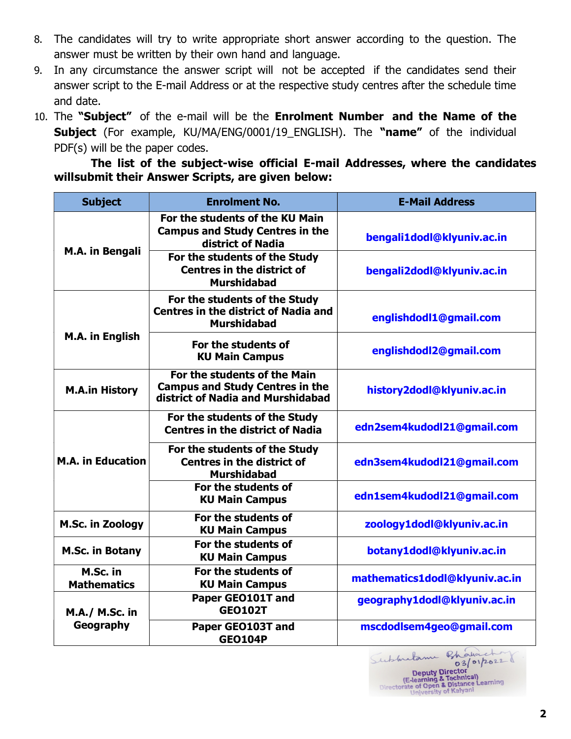8. The candidates will try to write appropriate short answer according to the question. The answer must be written by their own hand and language.
9. In any circumstance the answer script will not be accepted if the candidates send their answer script to the E-mail Address or at the respective study centres after the schedule time and date.
10. The **"Subject"** of the e-mail will be the **Enrolment Number and the Name of the Subject** (For example, KU/MA/ENG/0001/19_ENGLISH). The **"name"** of the individual PDF(s) will be the paper codes.

**The list of the subject-wise official E-mail Addresses, where the candidates willsubmit their Answer Scripts, are given below:**

| Subject | Enrolment No. | E-Mail Address |
|---|---|---|
| M.A. in Bengali | For the students of the KU Main Campus and Study Centres in the district of Nadia | bengali1dodl@klyuniv.ac.in |
| | For the students of the Study Centres in the district of Murshidabad | bengali2dodl@klyuniv.ac.in |
| M.A. in English | For the students of the Study Centres in the district of Nadia and Murshidabad | englishdodl1@gmail.com |
| | For the students of KU Main Campus | englishdodl2@gmail.com |
| M.A.in History | For the students of the Main Campus and Study Centres in the district of Nadia and Murshidabad | history2dodl@klyuniv.ac.in |
| M.A. in Education | For the students of the Study Centres in the district of Nadia | edn2sem4kudodl21@gmail.com |
| | For the students of the Study Centres in the district of Murshidabad | edn3sem4kudodl21@gmail.com |
| | For the students of KU Main Campus | edn1sem4kudodl21@gmail.com |
| M.Sc. in Zoology | For the students of KU Main Campus | zoology1dodl@klyuniv.ac.in |
| M.Sc. in Botany | For the students of KU Main Campus | botany1dodl@klyuniv.ac.in |
| M.Sc. in Mathematics | For the students of KU Main Campus | mathematics1dodl@klyuniv.ac.in |
| M.A./ M.Sc. in Geography | Paper GEO101T and GEO102T | geography1dodl@klyuniv.ac.in |
| | Paper GEO103T and GEO104P | mscdodlsem4geo@gmail.com |

03/01/2022

Deputy Director
(E-learning & Technical)
Directorate of Open & Distance Learning
University of Kalyani